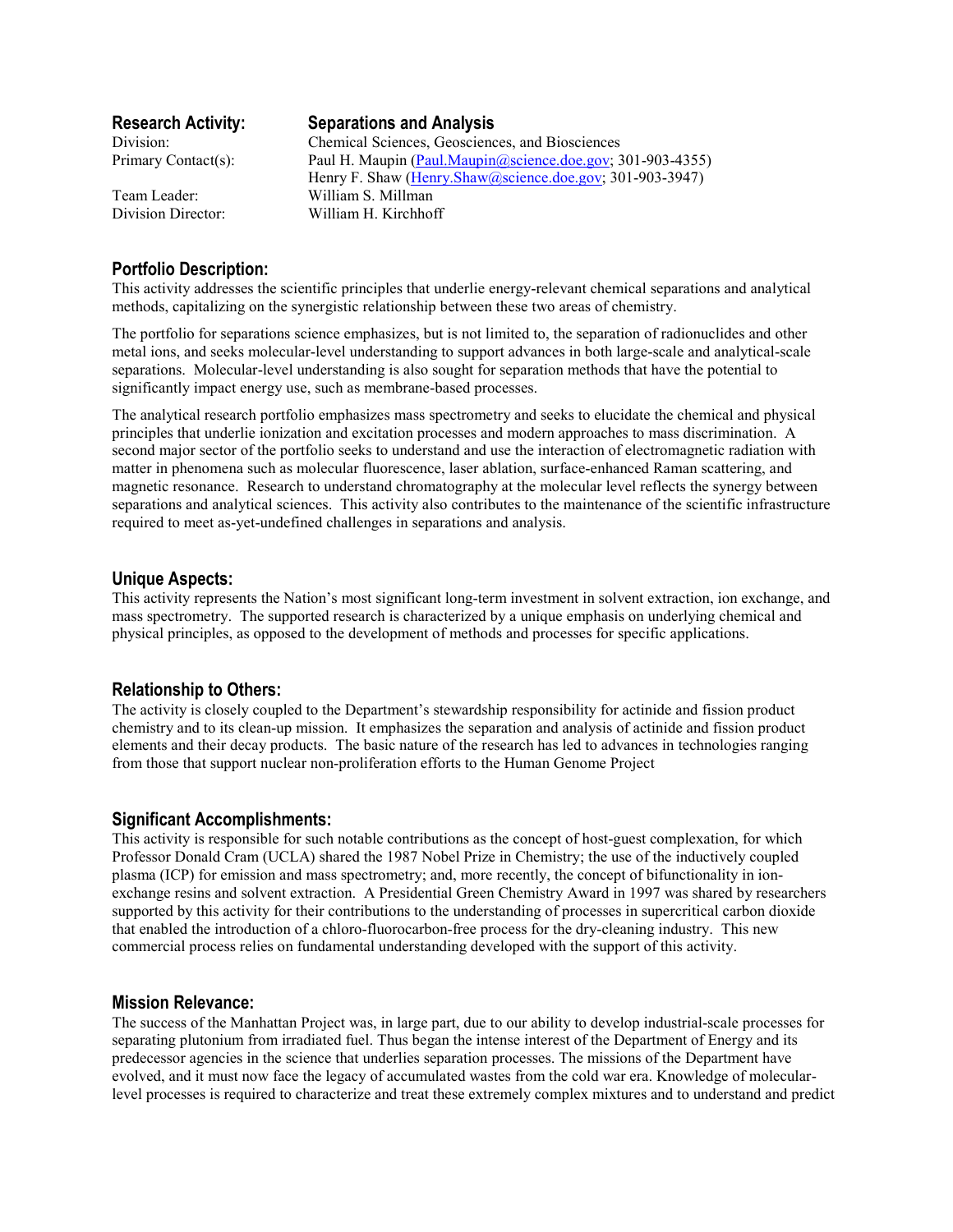## Research Activity: Separations and Analysis

Division: Chemical Sciences, Geosciences, and Biosciences

Primary Contact(s): Paul H. Maupin (Paul.Maupin@science.doe.gov; 301-903-4355)
Henry F. Shaw (Henry.Shaw@science.doe.gov; 301-903-3947)

Team Leader: William S. Millman

Division Director: William H. Kirchhoff

## Portfolio Description:

This activity addresses the scientific principles that underlie energy-relevant chemical separations and analytical methods, capitalizing on the synergistic relationship between these two areas of chemistry.

The portfolio for separations science emphasizes, but is not limited to, the separation of radionuclides and other metal ions, and seeks molecular-level understanding to support advances in both large-scale and analytical-scale separations. Molecular-level understanding is also sought for separation methods that have the potential to significantly impact energy use, such as membrane-based processes.

The analytical research portfolio emphasizes mass spectrometry and seeks to elucidate the chemical and physical principles that underlie ionization and excitation processes and modern approaches to mass discrimination. A second major sector of the portfolio seeks to understand and use the interaction of electromagnetic radiation with matter in phenomena such as molecular fluorescence, laser ablation, surface-enhanced Raman scattering, and magnetic resonance. Research to understand chromatography at the molecular level reflects the synergy between separations and analytical sciences. This activity also contributes to the maintenance of the scientific infrastructure required to meet as-yet-undefined challenges in separations and analysis.

## Unique Aspects:

This activity represents the Nation's most significant long-term investment in solvent extraction, ion exchange, and mass spectrometry. The supported research is characterized by a unique emphasis on underlying chemical and physical principles, as opposed to the development of methods and processes for specific applications.

## Relationship to Others:

The activity is closely coupled to the Department's stewardship responsibility for actinide and fission product chemistry and to its clean-up mission. It emphasizes the separation and analysis of actinide and fission product elements and their decay products. The basic nature of the research has led to advances in technologies ranging from those that support nuclear non-proliferation efforts to the Human Genome Project

## Significant Accomplishments:

This activity is responsible for such notable contributions as the concept of host-guest complexation, for which Professor Donald Cram (UCLA) shared the 1987 Nobel Prize in Chemistry; the use of the inductively coupled plasma (ICP) for emission and mass spectrometry; and, more recently, the concept of bifunctionality in ion-exchange resins and solvent extraction. A Presidential Green Chemistry Award in 1997 was shared by researchers supported by this activity for their contributions to the understanding of processes in supercritical carbon dioxide that enabled the introduction of a chloro-fluorocarbon-free process for the dry-cleaning industry. This new commercial process relies on fundamental understanding developed with the support of this activity.

## Mission Relevance:

The success of the Manhattan Project was, in large part, due to our ability to develop industrial-scale processes for separating plutonium from irradiated fuel. Thus began the intense interest of the Department of Energy and its predecessor agencies in the science that underlies separation processes. The missions of the Department have evolved, and it must now face the legacy of accumulated wastes from the cold war era. Knowledge of molecular-level processes is required to characterize and treat these extremely complex mixtures and to understand and predict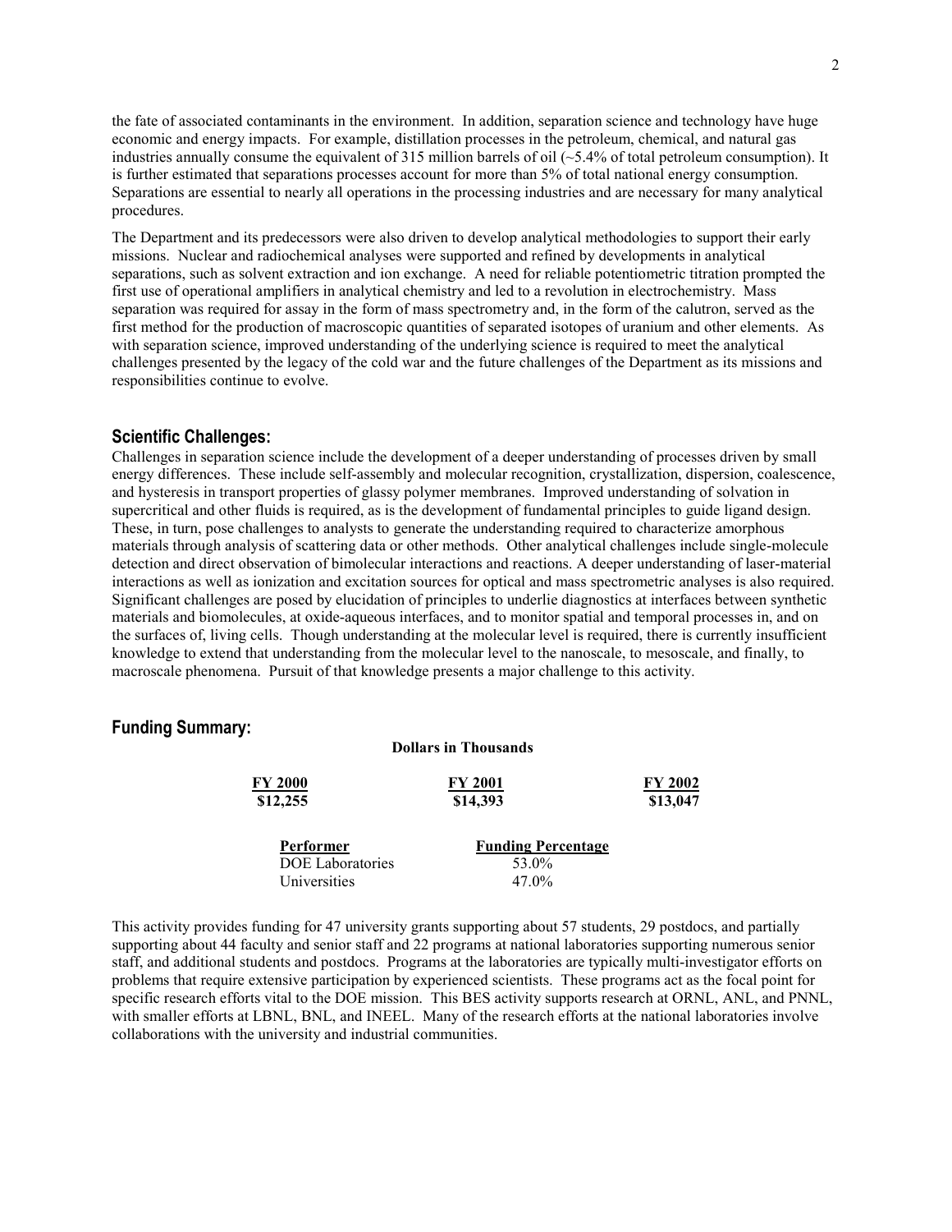the fate of associated contaminants in the environment. In addition, separation science and technology have huge economic and energy impacts. For example, distillation processes in the petroleum, chemical, and natural gas industries annually consume the equivalent of 315 million barrels of oil (~5.4% of total petroleum consumption). It is further estimated that separations processes account for more than 5% of total national energy consumption. Separations are essential to nearly all operations in the processing industries and are necessary for many analytical procedures.

The Department and its predecessors were also driven to develop analytical methodologies to support their early missions. Nuclear and radiochemical analyses were supported and refined by developments in analytical separations, such as solvent extraction and ion exchange. A need for reliable potentiometric titration prompted the first use of operational amplifiers in analytical chemistry and led to a revolution in electrochemistry. Mass separation was required for assay in the form of mass spectrometry and, in the form of the calutron, served as the first method for the production of macroscopic quantities of separated isotopes of uranium and other elements. As with separation science, improved understanding of the underlying science is required to meet the analytical challenges presented by the legacy of the cold war and the future challenges of the Department as its missions and responsibilities continue to evolve.

## Scientific Challenges:

Challenges in separation science include the development of a deeper understanding of processes driven by small energy differences. These include self-assembly and molecular recognition, crystallization, dispersion, coalescence, and hysteresis in transport properties of glassy polymer membranes. Improved understanding of solvation in supercritical and other fluids is required, as is the development of fundamental principles to guide ligand design. These, in turn, pose challenges to analysts to generate the understanding required to characterize amorphous materials through analysis of scattering data or other methods. Other analytical challenges include single-molecule detection and direct observation of bimolecular interactions and reactions. A deeper understanding of laser-material interactions as well as ionization and excitation sources for optical and mass spectrometric analyses is also required. Significant challenges are posed by elucidation of principles to underlie diagnostics at interfaces between synthetic materials and biomolecules, at oxide-aqueous interfaces, and to monitor spatial and temporal processes in, and on the surfaces of, living cells. Though understanding at the molecular level is required, there is currently insufficient knowledge to extend that understanding from the molecular level to the nanoscale, to mesoscale, and finally, to macroscale phenomena. Pursuit of that knowledge presents a major challenge to this activity.

## Funding Summary:

**Dollars in Thousands**

| FY 2000 | FY 2001 | FY 2002 |
|---|---|---|
| **$12,255** | **$14,393** | **$13,047** |

| Performer | Funding Percentage |
|---|---|
| DOE Laboratories | 53.0% |
| Universities | 47.0% |

This activity provides funding for 47 university grants supporting about 57 students, 29 postdocs, and partially supporting about 44 faculty and senior staff and 22 programs at national laboratories supporting numerous senior staff, and additional students and postdocs. Programs at the laboratories are typically multi-investigator efforts on problems that require extensive participation by experienced scientists. These programs act as the focal point for specific research efforts vital to the DOE mission. This BES activity supports research at ORNL, ANL, and PNNL, with smaller efforts at LBNL, BNL, and INEEL. Many of the research efforts at the national laboratories involve collaborations with the university and industrial communities.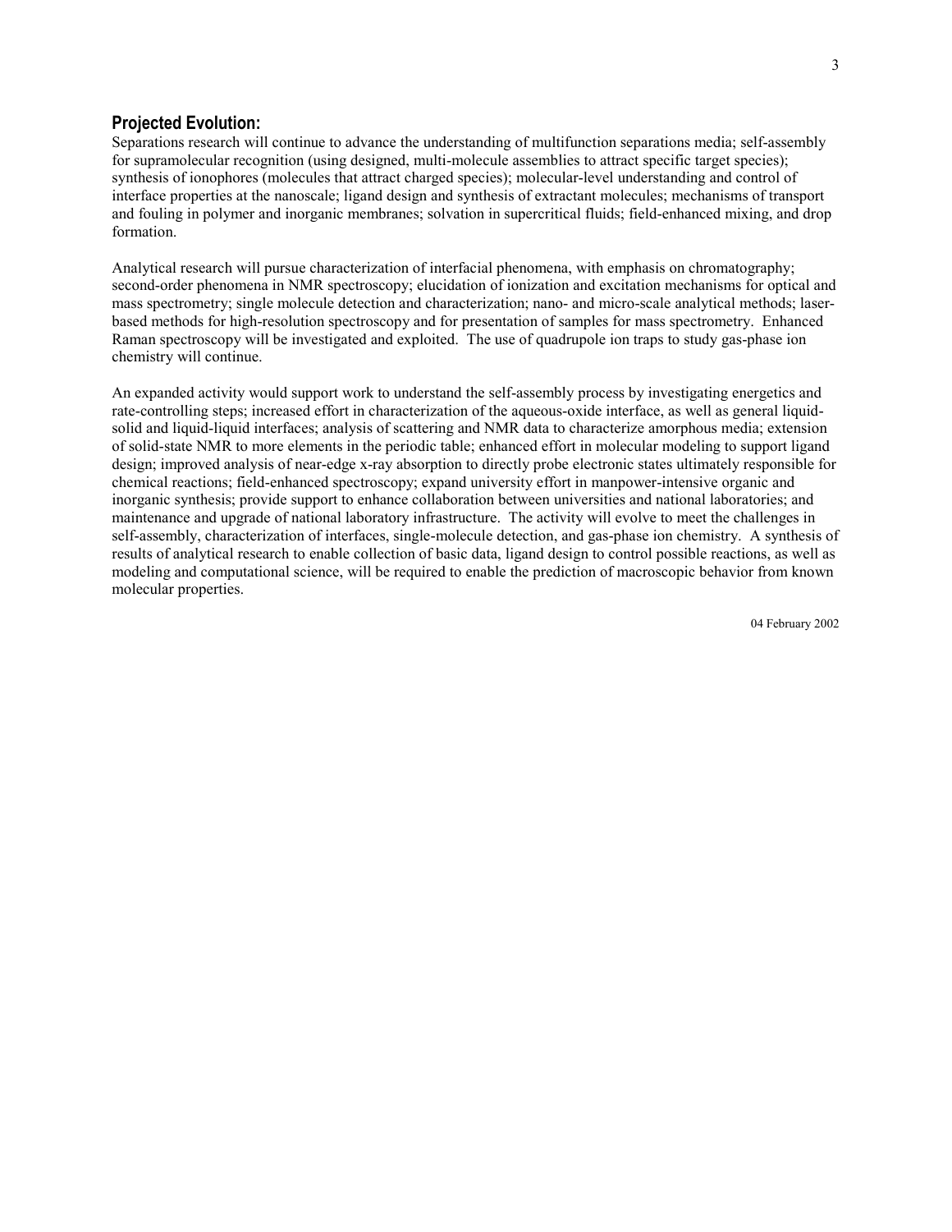## Projected Evolution:

Separations research will continue to advance the understanding of multifunction separations media; self-assembly for supramolecular recognition (using designed, multi-molecule assemblies to attract specific target species); synthesis of ionophores (molecules that attract charged species); molecular-level understanding and control of interface properties at the nanoscale; ligand design and synthesis of extractant molecules; mechanisms of transport and fouling in polymer and inorganic membranes; solvation in supercritical fluids; field-enhanced mixing, and drop formation.

Analytical research will pursue characterization of interfacial phenomena, with emphasis on chromatography; second-order phenomena in NMR spectroscopy; elucidation of ionization and excitation mechanisms for optical and mass spectrometry; single molecule detection and characterization; nano- and micro-scale analytical methods; laser-based methods for high-resolution spectroscopy and for presentation of samples for mass spectrometry. Enhanced Raman spectroscopy will be investigated and exploited. The use of quadrupole ion traps to study gas-phase ion chemistry will continue.

An expanded activity would support work to understand the self-assembly process by investigating energetics and rate-controlling steps; increased effort in characterization of the aqueous-oxide interface, as well as general liquid-solid and liquid-liquid interfaces; analysis of scattering and NMR data to characterize amorphous media; extension of solid-state NMR to more elements in the periodic table; enhanced effort in molecular modeling to support ligand design; improved analysis of near-edge x-ray absorption to directly probe electronic states ultimately responsible for chemical reactions; field-enhanced spectroscopy; expand university effort in manpower-intensive organic and inorganic synthesis; provide support to enhance collaboration between universities and national laboratories; and maintenance and upgrade of national laboratory infrastructure. The activity will evolve to meet the challenges in self-assembly, characterization of interfaces, single-molecule detection, and gas-phase ion chemistry. A synthesis of results of analytical research to enable collection of basic data, ligand design to control possible reactions, as well as modeling and computational science, will be required to enable the prediction of macroscopic behavior from known molecular properties.

04 February 2002